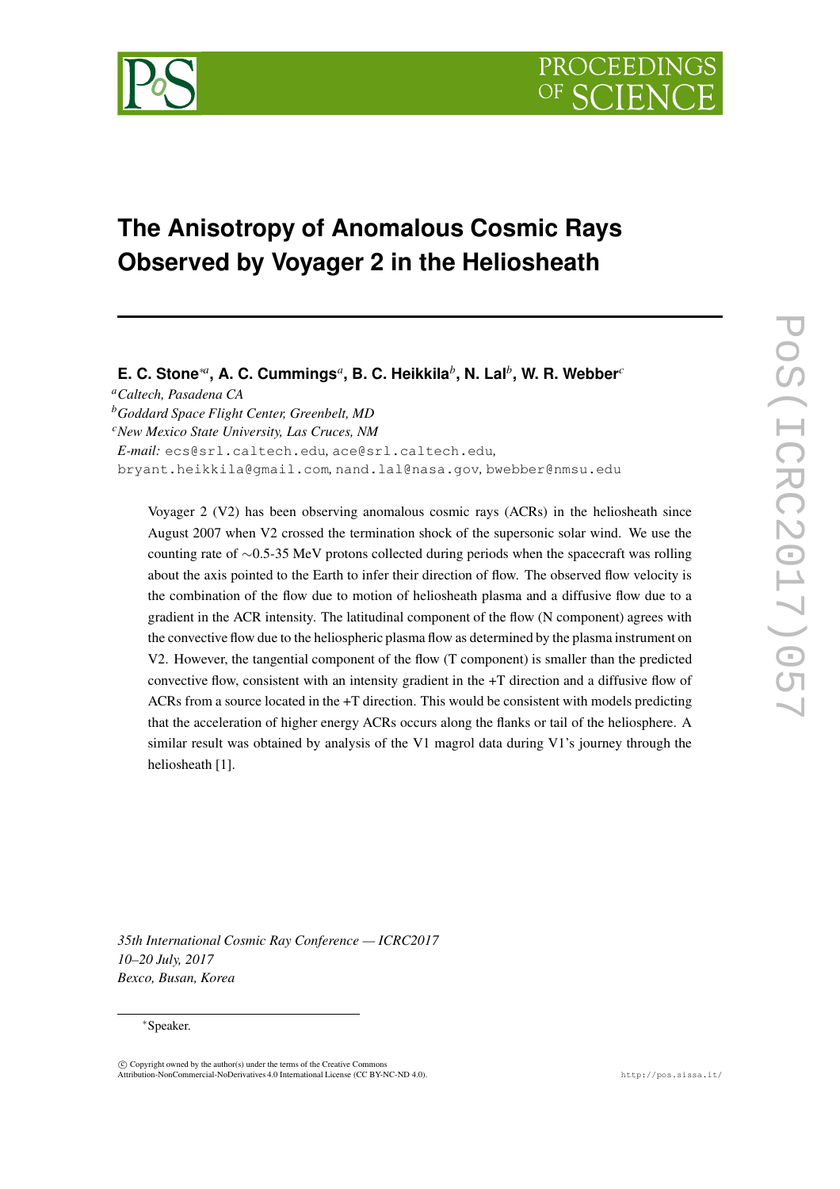# The Anisotropy of Anomalous Cosmic Rays Observed by Voyager 2 in the Heliosheath

**E. C. Stone**[*a], **A. C. Cummings**[a], **B. C. Heikkila**[b], **N. Lal**[b], **W. R. Webber**[c]

[a]*Caltech, Pasadena CA*
[b]*Goddard Space Flight Center, Greenbelt, MD*
[c]*New Mexico State University, Las Cruces, NM*
*E-mail:* ecs@srl.caltech.edu, ace@srl.caltech.edu, bryant.heikkila@gmail.com, nand.lal@nasa.gov, bwebber@nmsu.edu

Voyager 2 (V2) has been observing anomalous cosmic rays (ACRs) in the heliosheath since August 2007 when V2 crossed the termination shock of the supersonic solar wind. We use the counting rate of $\sim$0.5-35 MeV protons collected during periods when the spacecraft was rolling about the axis pointed to the Earth to infer their direction of flow. The observed flow velocity is the combination of the flow due to motion of heliosheath plasma and a diffusive flow due to a gradient in the ACR intensity. The latitudinal component of the flow (N component) agrees with the convective flow due to the heliospheric plasma flow as determined by the plasma instrument on V2. However, the tangential component of the flow (T component) is smaller than the predicted convective flow, consistent with an intensity gradient in the +T direction and a diffusive flow of ACRs from a source located in the +T direction. This would be consistent with models predicting that the acceleration of higher energy ACRs occurs along the flanks or tail of the heliosphere. A similar result was obtained by analysis of the V1 magrol data during V1's journey through the heliosheath [1].

*35th International Cosmic Ray Conference — ICRC2017*
*10–20 July, 2017*
*Bexco, Busan, Korea*

*Speaker.

© Copyright owned by the author(s) under the terms of the Creative Commons Attribution-NonCommercial-NoDerivatives 4.0 International License (CC BY-NC-ND 4.0).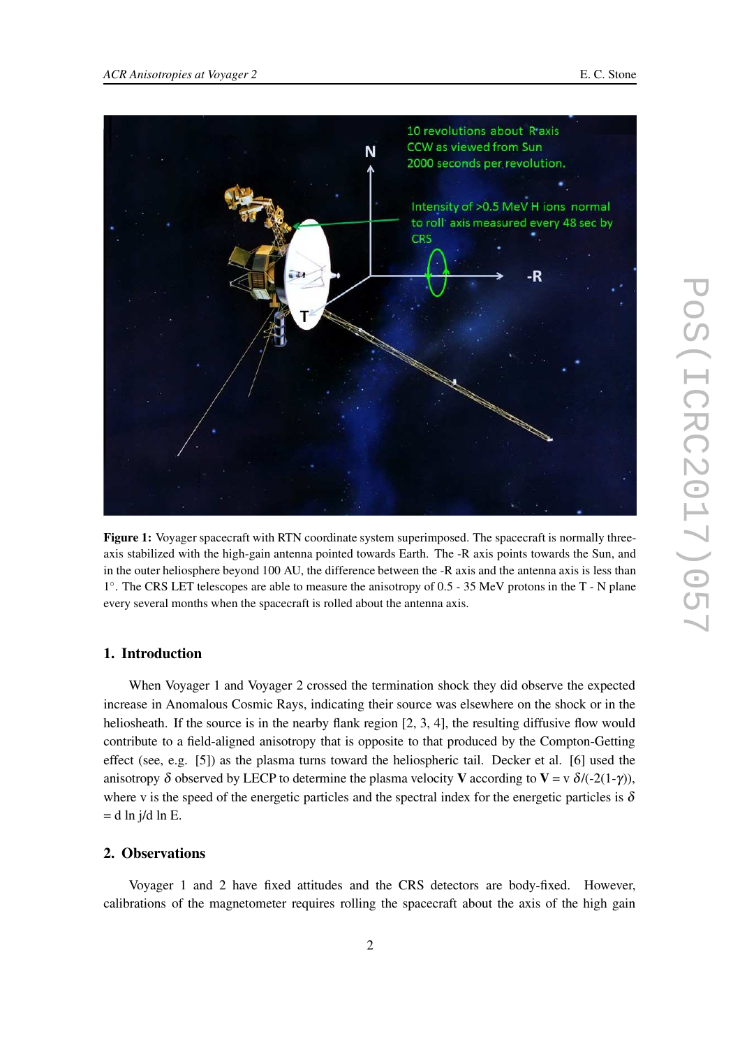**Figure 1:** Voyager spacecraft with RTN coordinate system superimposed. The spacecraft is normally three-axis stabilized with the high-gain antenna pointed towards Earth. The -R axis points towards the Sun, and in the outer heliosphere beyond 100 AU, the difference between the -R axis and the antenna axis is less than 1°. The CRS LET telescopes are able to measure the anisotropy of 0.5 - 35 MeV protons in the T - N plane every several months when the spacecraft is rolled about the antenna axis.

## 1. Introduction

When Voyager 1 and Voyager 2 crossed the termination shock they did observe the expected increase in Anomalous Cosmic Rays, indicating their source was elsewhere on the shock or in the heliosheath. If the source is in the nearby flank region [2, 3, 4], the resulting diffusive flow would contribute to a field-aligned anisotropy that is opposite to that produced by the Compton-Getting effect (see, e.g. [5]) as the plasma turns toward the heliospheric tail. Decker et al. [6] used the anisotropy $\delta$ observed by LECP to determine the plasma velocity **V** according to **V** = v $\delta$/(-2(1-$\gamma$)), where v is the speed of the energetic particles and the spectral index for the energetic particles is $\delta$ = d ln j/d ln E.

## 2. Observations

Voyager 1 and 2 have fixed attitudes and the CRS detectors are body-fixed. However, calibrations of the magnetometer requires rolling the spacecraft about the axis of the high gain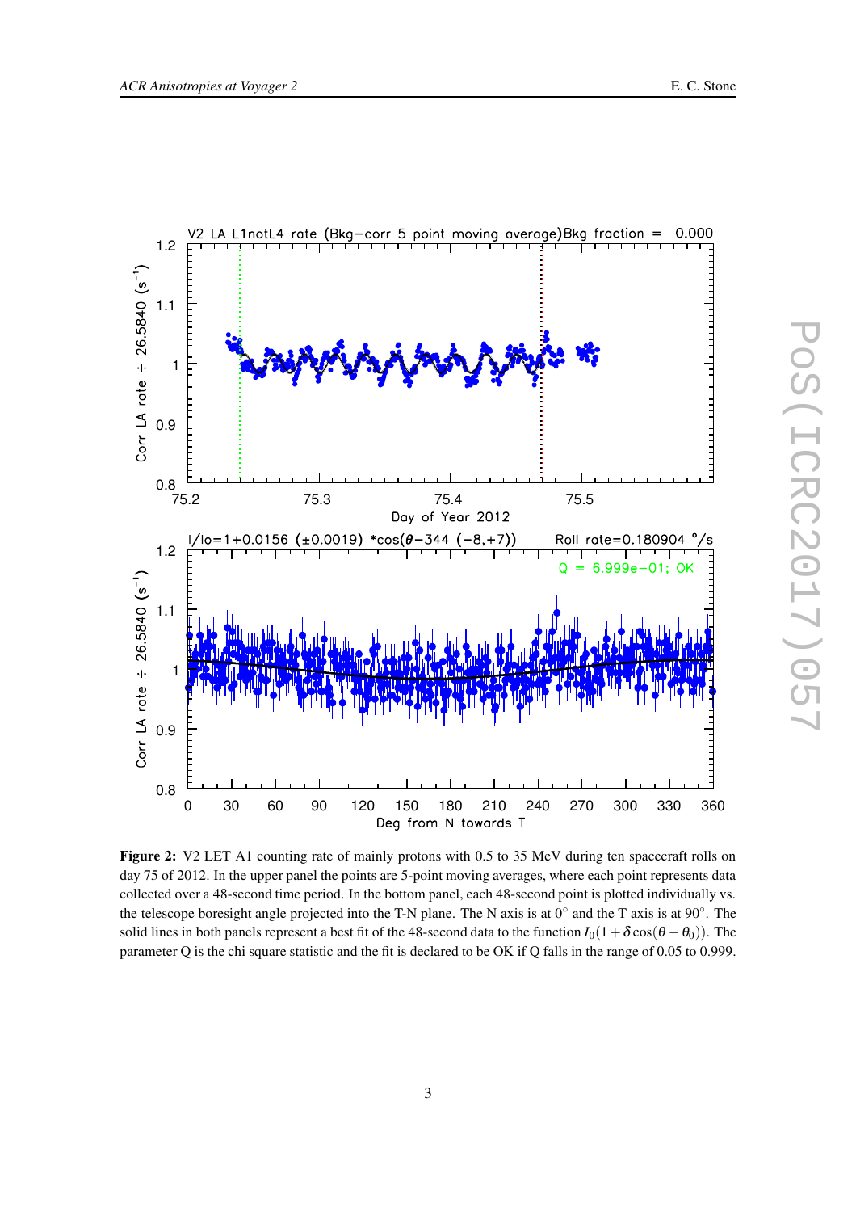**Figure 2:** V2 LET A1 counting rate of mainly protons with 0.5 to 35 MeV during ten spacecraft rolls on day 75 of 2012. In the upper panel the points are 5-point moving averages, where each point represents data collected over a 48-second time period. In the bottom panel, each 48-second point is plotted individually vs. the telescope boresight angle projected into the T-N plane. The N axis is at 0° and the T axis is at 90°. The solid lines in both panels represent a best fit of the 48-second data to the function $I_0(1+\delta\cos(\theta-\theta_0))$. The parameter Q is the chi square statistic and the fit is declared to be OK if Q falls in the range of 0.05 to 0.999.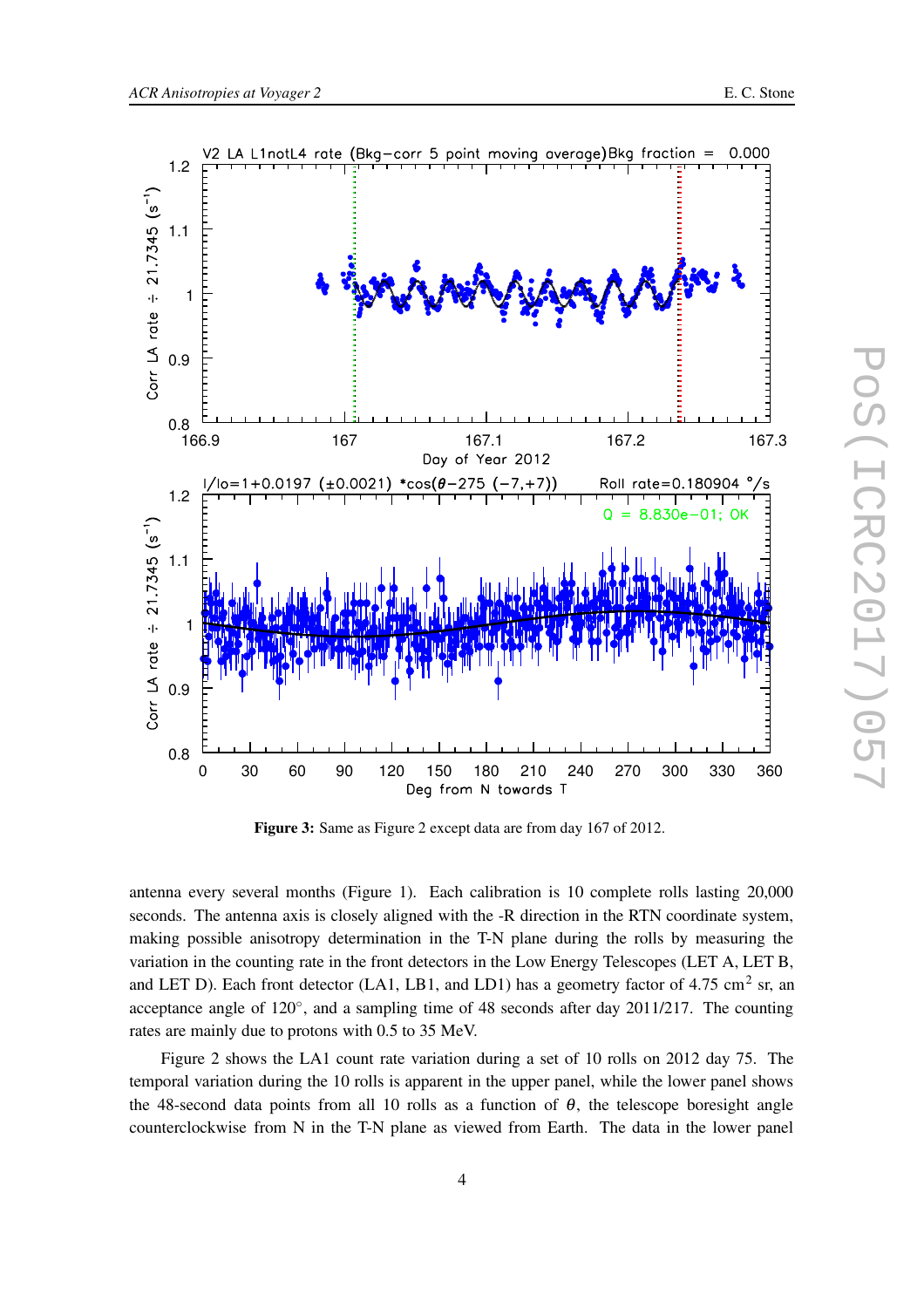**Figure 3:** Same as Figure 2 except data are from day 167 of 2012.

antenna every several months (Figure 1). Each calibration is 10 complete rolls lasting 20,000 seconds. The antenna axis is closely aligned with the -R direction in the RTN coordinate system, making possible anisotropy determination in the T-N plane during the rolls by measuring the variation in the counting rate in the front detectors in the Low Energy Telescopes (LET A, LET B, and LET D). Each front detector (LA1, LB1, and LD1) has a geometry factor of 4.75 cm$^2$ sr, an acceptance angle of 120°, and a sampling time of 48 seconds after day 2011/217. The counting rates are mainly due to protons with 0.5 to 35 MeV.

Figure 2 shows the LA1 count rate variation during a set of 10 rolls on 2012 day 75. The temporal variation during the 10 rolls is apparent in the upper panel, while the lower panel shows the 48-second data points from all 10 rolls as a function of $\theta$, the telescope boresight angle counterclockwise from N in the T-N plane as viewed from Earth. The data in the lower panel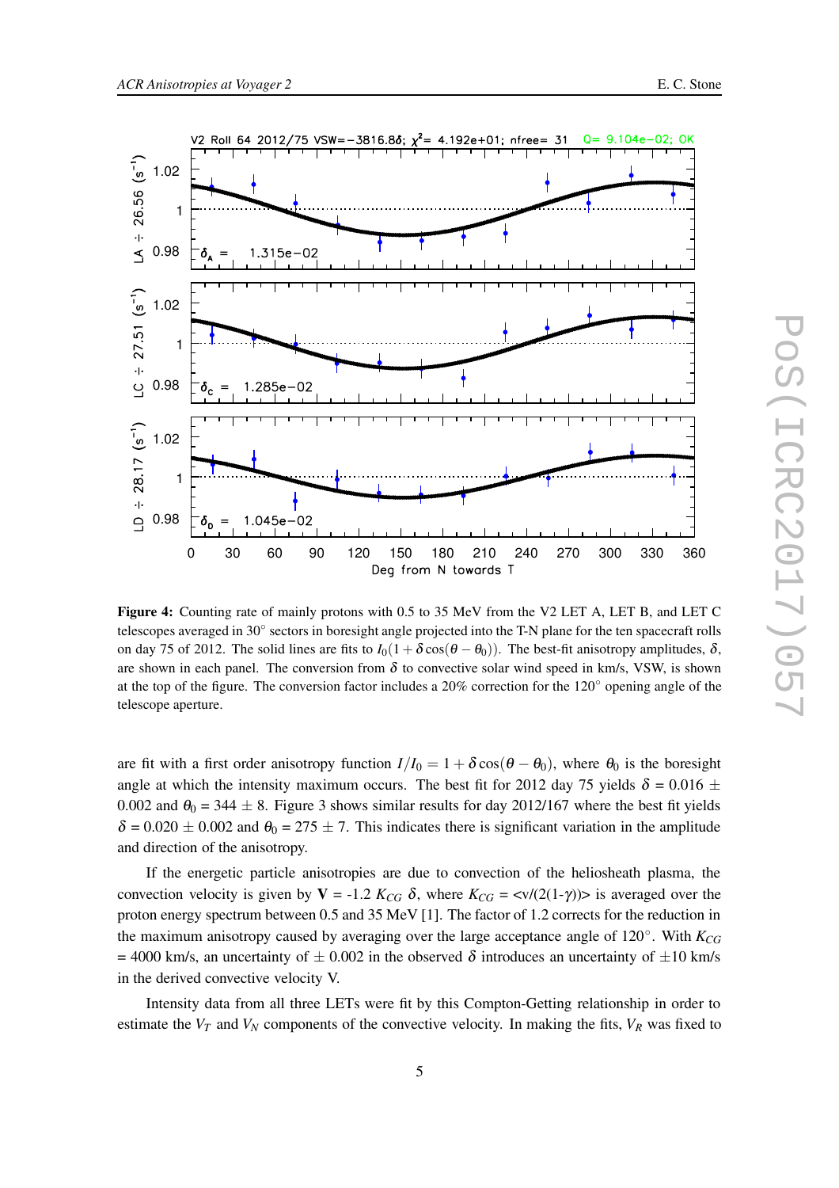**Figure 4:** Counting rate of mainly protons with 0.5 to 35 MeV from the V2 LET A, LET B, and LET C telescopes averaged in 30° sectors in boresight angle projected into the T-N plane for the ten spacecraft rolls on day 75 of 2012. The solid lines are fits to $I_0(1+\delta\cos(\theta-\theta_0))$. The best-fit anisotropy amplitudes, $\delta$, are shown in each panel. The conversion from $\delta$ to convective solar wind speed in km/s, VSW, is shown at the top of the figure. The conversion factor includes a 20% correction for the 120° opening angle of the telescope aperture.

are fit with a first order anisotropy function $I/I_0 = 1+\delta\cos(\theta-\theta_0)$, where $\theta_0$ is the boresight angle at which the intensity maximum occurs. The best fit for 2012 day 75 yields $\delta$ = 0.016 ± 0.002 and $\theta_0$ = 344 ± 8. Figure 3 shows similar results for day 2012/167 where the best fit yields $\delta$ = 0.020 ± 0.002 and $\theta_0$ = 275 ± 7. This indicates there is significant variation in the amplitude and direction of the anisotropy.

If the energetic particle anisotropies are due to convection of the heliosheath plasma, the convection velocity is given by **V** = -1.2 $K_{CG}$ $\delta$, where $K_{CG}$ = <v/(2(1-$\gamma$))> is averaged over the proton energy spectrum between 0.5 and 35 MeV [1]. The factor of 1.2 corrects for the reduction in the maximum anisotropy caused by averaging over the large acceptance angle of 120°. With $K_{CG}$ = 4000 km/s, an uncertainty of ± 0.002 in the observed $\delta$ introduces an uncertainty of ±10 km/s in the derived convective velocity V.

Intensity data from all three LETs were fit by this Compton-Getting relationship in order to estimate the $V_T$ and $V_N$ components of the convective velocity. In making the fits, $V_R$ was fixed to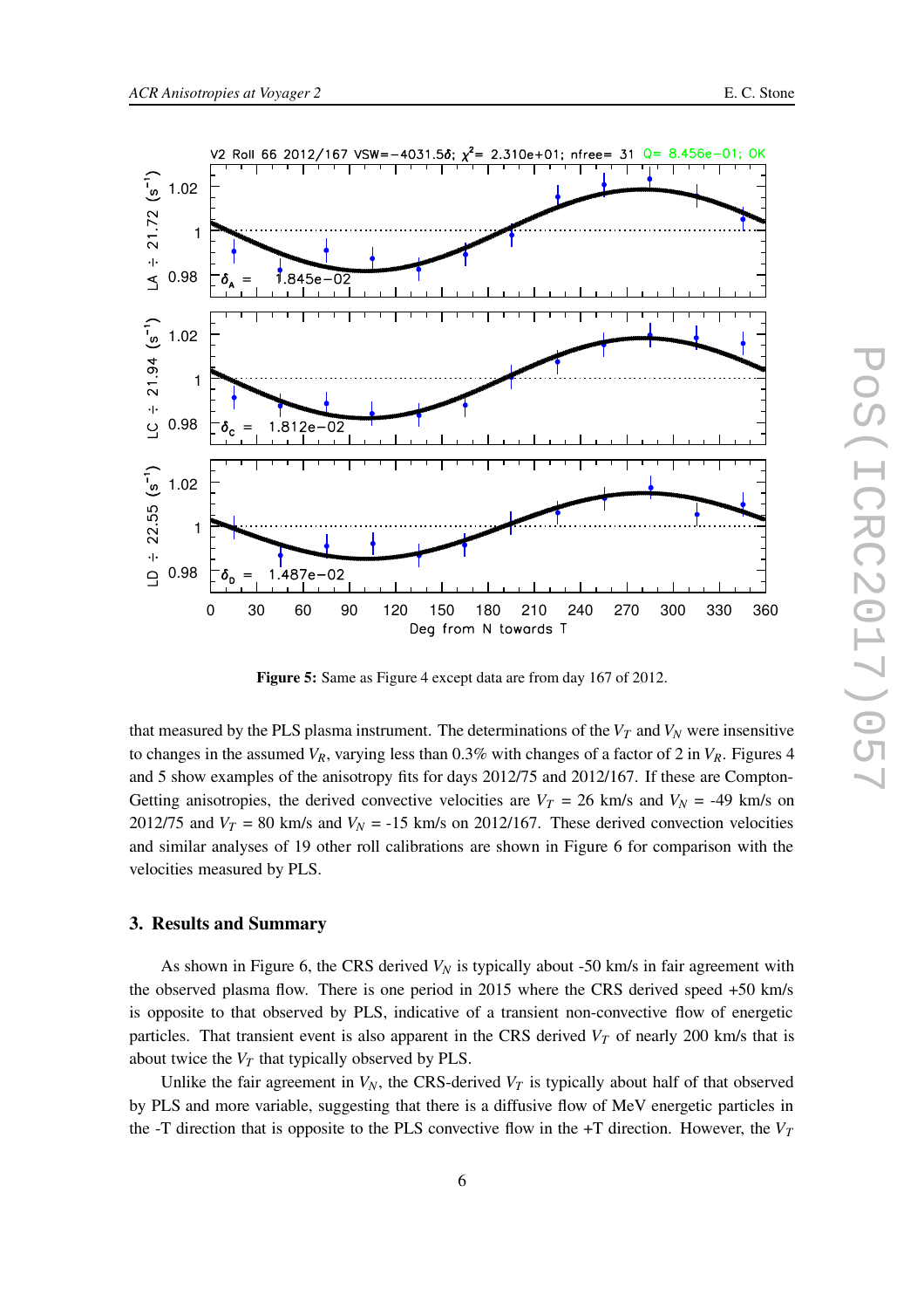**Figure 5:** Same as Figure 4 except data are from day 167 of 2012.

that measured by the PLS plasma instrument. The determinations of the $V_T$ and $V_N$ were insensitive to changes in the assumed $V_R$, varying less than 0.3% with changes of a factor of 2 in $V_R$. Figures 4 and 5 show examples of the anisotropy fits for days 2012/75 and 2012/167. If these are Compton-Getting anisotropies, the derived convective velocities are $V_T$ = 26 km/s and $V_N$ = -49 km/s on 2012/75 and $V_T$ = 80 km/s and $V_N$ = -15 km/s on 2012/167. These derived convection velocities and similar analyses of 19 other roll calibrations are shown in Figure 6 for comparison with the velocities measured by PLS.

## 3. Results and Summary

As shown in Figure 6, the CRS derived $V_N$ is typically about -50 km/s in fair agreement with the observed plasma flow. There is one period in 2015 where the CRS derived speed +50 km/s is opposite to that observed by PLS, indicative of a transient non-convective flow of energetic particles. That transient event is also apparent in the CRS derived $V_T$ of nearly 200 km/s that is about twice the $V_T$ that typically observed by PLS.

Unlike the fair agreement in $V_N$, the CRS-derived $V_T$ is typically about half of that observed by PLS and more variable, suggesting that there is a diffusive flow of MeV energetic particles in the -T direction that is opposite to the PLS convective flow in the +T direction. However, the $V_T$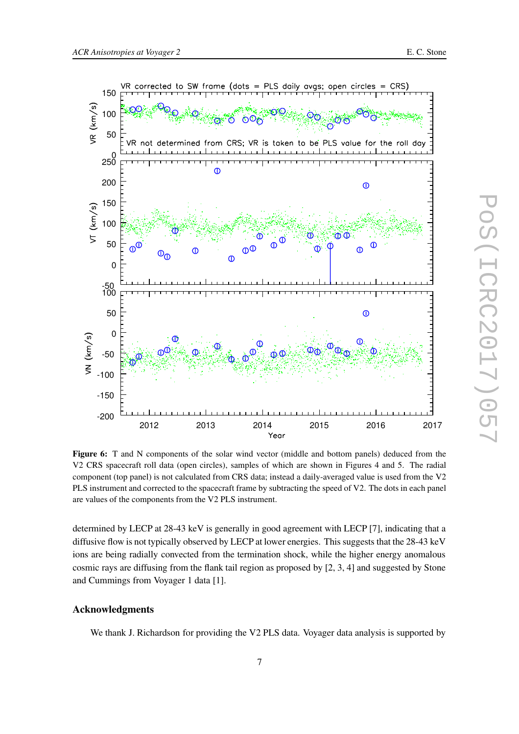**Figure 6:** T and N components of the solar wind vector (middle and bottom panels) deduced from the V2 CRS spacecraft roll data (open circles), samples of which are shown in Figures 4 and 5. The radial component (top panel) is not calculated from CRS data; instead a daily-averaged value is used from the V2 PLS instrument and corrected to the spacecraft frame by subtracting the speed of V2. The dots in each panel are values of the components from the V2 PLS instrument.

determined by LECP at 28-43 keV is generally in good agreement with LECP [7], indicating that a diffusive flow is not typically observed by LECP at lower energies. This suggests that the 28-43 keV ions are being radially convected from the termination shock, while the higher energy anomalous cosmic rays are diffusing from the flank tail region as proposed by [2, 3, 4] and suggested by Stone and Cummings from Voyager 1 data [1].

## Acknowledgments

We thank J. Richardson for providing the V2 PLS data. Voyager data analysis is supported by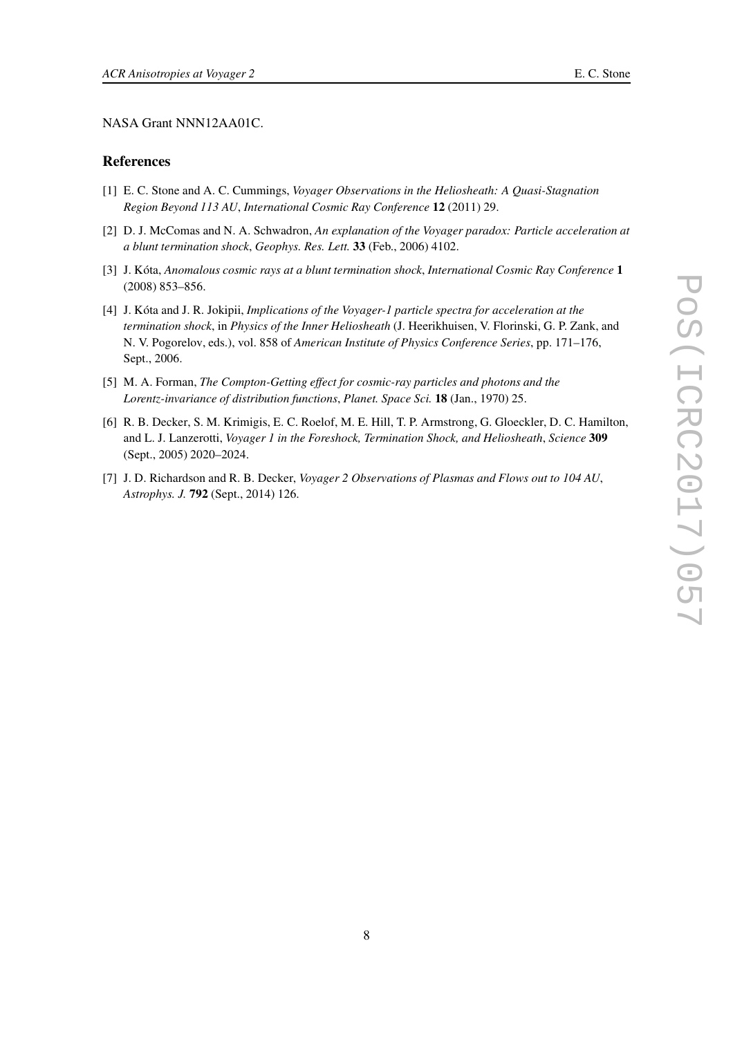NASA Grant NNN12AA01C.

## References

[1] E. C. Stone and A. C. Cummings, *Voyager Observations in the Heliosheath: A Quasi-Stagnation Region Beyond 113 AU*, *International Cosmic Ray Conference* **12** (2011) 29.

[2] D. J. McComas and N. A. Schwadron, *An explanation of the Voyager paradox: Particle acceleration at a blunt termination shock*, *Geophys. Res. Lett.* **33** (Feb., 2006) 4102.

[3] J. Kóta, *Anomalous cosmic rays at a blunt termination shock*, *International Cosmic Ray Conference* **1** (2008) 853–856.

[4] J. Kóta and J. R. Jokipii, *Implications of the Voyager-1 particle spectra for acceleration at the termination shock*, in *Physics of the Inner Heliosheath* (J. Heerikhuisen, V. Florinski, G. P. Zank, and N. V. Pogorelov, eds.), vol. 858 of *American Institute of Physics Conference Series*, pp. 171–176, Sept., 2006.

[5] M. A. Forman, *The Compton-Getting effect for cosmic-ray particles and photons and the Lorentz-invariance of distribution functions*, *Planet. Space Sci.* **18** (Jan., 1970) 25.

[6] R. B. Decker, S. M. Krimigis, E. C. Roelof, M. E. Hill, T. P. Armstrong, G. Gloeckler, D. C. Hamilton, and L. J. Lanzerotti, *Voyager 1 in the Foreshock, Termination Shock, and Heliosheath*, *Science* **309** (Sept., 2005) 2020–2024.

[7] J. D. Richardson and R. B. Decker, *Voyager 2 Observations of Plasmas and Flows out to 104 AU*, *Astrophys. J.* **792** (Sept., 2014) 126.